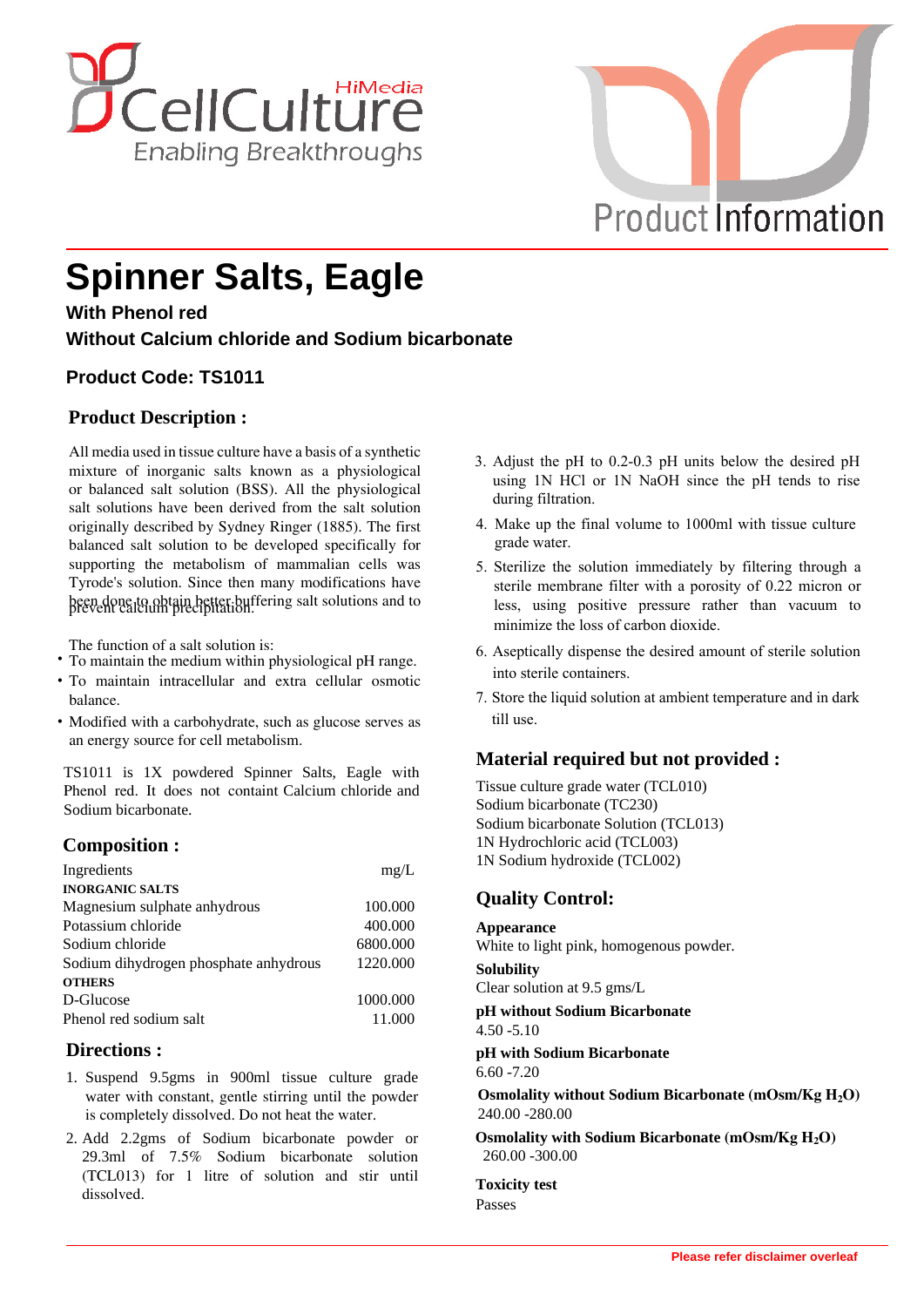# Spinner Salts, Eagle

**With Phenol red**

**Without Calcium chloride and Sodium bicarbonate**

**Product Code: TS1011**

## Product Description :

All media used in tissue culture have a basis of a synthetic mixture of inorganic salts known as a physiological or balanced salt solution (BSS). All the physiological salt solutions have been derived from the salt solution originally described by Sydney Ringer (1885). The first balanced salt solution to be developed specifically for supporting the metabolism of mammalian cells was Tyrode's solution. Since then many modifications have been done to obtain better buffering salt solutions and to prevent calcium precipitation.

The function of a salt solution is:

- To maintain the medium within physiological pH range.
- To maintain intracellular and extra cellular osmotic balance.
- Modified with a carbohydrate, such as glucose serves as an energy source for cell metabolism.

TS1011 is 1X powdered Spinner Salts, Eagle with Phenol red. It does not containt Calcium chloride and Sodium bicarbonate.

## Composition :

| Ingredients | mg/L |
|---|---|
| **INORGANIC SALTS** | |
| Magnesium sulphate anhydrous | 100.000 |
| Potassium chloride | 400.000 |
| Sodium chloride | 6800.000 |
| Sodium dihydrogen phosphate anhydrous | 1220.000 |
| **OTHERS** | |
| D-Glucose | 1000.000 |
| Phenol red sodium salt | 11.000 |

## Directions :

1. Suspend 9.5gms in 900ml tissue culture grade water with constant, gentle stirring until the powder is completely dissolved. Do not heat the water.
2. Add 2.2gms of Sodium bicarbonate powder or 29.3ml of 7.5% Sodium bicarbonate solution (TCL013) for 1 litre of solution and stir until dissolved.
3. Adjust the pH to 0.2-0.3 pH units below the desired pH using 1N HCl or 1N NaOH since the pH tends to rise during filtration.
4. Make up the final volume to 1000ml with tissue culture grade water.
5. Sterilize the solution immediately by filtering through a sterile membrane filter with a porosity of 0.22 micron or less, using positive pressure rather than vacuum to minimize the loss of carbon dioxide.
6. Aseptically dispense the desired amount of sterile solution into sterile containers.
7. Store the liquid solution at ambient temperature and in dark till use.

## Material required but not provided :

Tissue culture grade water (TCL010)
Sodium bicarbonate (TC230)
Sodium bicarbonate Solution (TCL013)
1N Hydrochloric acid (TCL003)
1N Sodium hydroxide (TCL002)

## Quality Control:

**Appearance**
White to light pink, homogenous powder.

**Solubility**
Clear solution at 9.5 gms/L

**pH without Sodium Bicarbonate**
4.50 -5.10

**pH with Sodium Bicarbonate**
6.60 -7.20

**Osmolality without Sodium Bicarbonate (mOsm/Kg $H_2O$)**
240.00 -280.00

**Osmolality with Sodium Bicarbonate (mOsm/Kg $H_2O$)**
260.00 -300.00

**Toxicity test**
Passes

**Please refer disclaimer overleaf**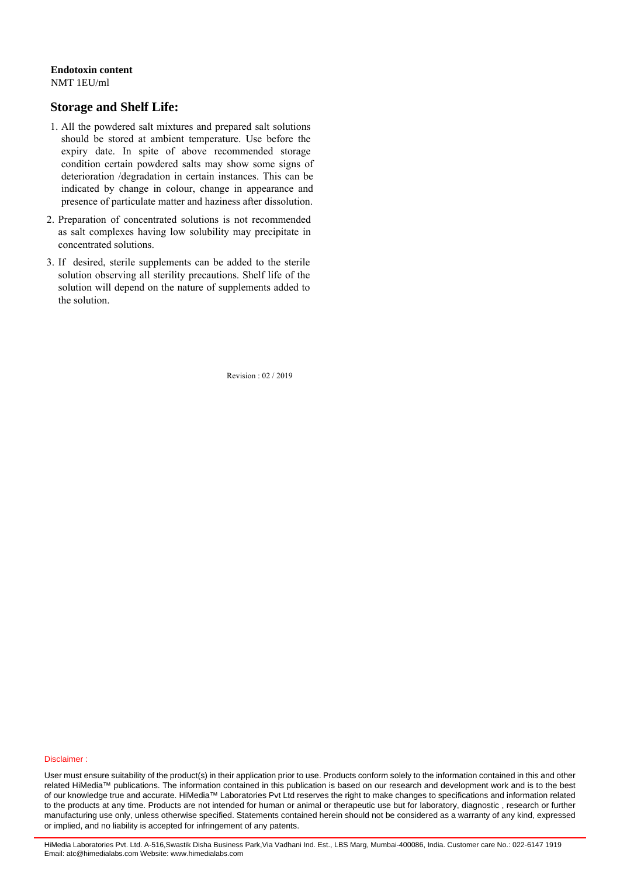**Endotoxin content**
NMT 1EU/ml

## Storage and Shelf Life:

1. All the powdered salt mixtures and prepared salt solutions should be stored at ambient temperature. Use before the expiry date. In spite of above recommended storage condition certain powdered salts may show some signs of deterioration /degradation in certain instances. This can be indicated by change in colour, change in appearance and presence of particulate matter and haziness after dissolution.
2. Preparation of concentrated solutions is not recommended as salt complexes having low solubility may precipitate in concentrated solutions.
3. If desired, sterile supplements can be added to the sterile solution observing all sterility precautions. Shelf life of the solution will depend on the nature of supplements added to the solution.

Revision : 02 / 2019

Disclaimer :

User must ensure suitability of the product(s) in their application prior to use. Products conform solely to the information contained in this and other related HiMedia™ publications. The information contained in this publication is based on our research and development work and is to the best of our knowledge true and accurate. HiMedia™ Laboratories Pvt Ltd reserves the right to make changes to specifications and information related to the products at any time. Products are not intended for human or animal or therapeutic use but for laboratory, diagnostic , research or further manufacturing use only, unless otherwise specified. Statements contained herein should not be considered as a warranty of any kind, expressed or implied, and no liability is accepted for infringement of any patents.

HiMedia Laboratories Pvt. Ltd. A-516,Swastik Disha Business Park,Via Vadhani Ind. Est., LBS Marg, Mumbai-400086, India. Customer care No.: 022-6147 1919
Email: atc@himedialabs.com Website: www.himedialabs.com